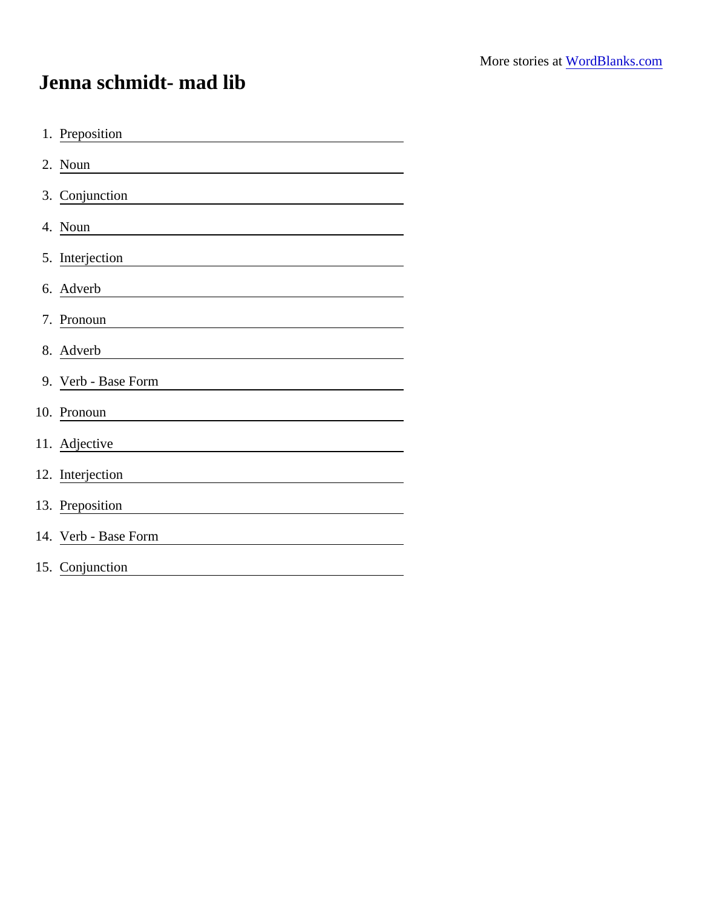More stories at WordBlanks.com

# Jenna schmidt- mad lib

1. Preposition ______________________
2. Noun ______________________
3. Conjunction ______________________
4. Noun ______________________
5. Interjection ______________________
6. Adverb ______________________
7. Pronoun ______________________
8. Adverb ______________________
9. Verb - Base Form ______________________
10. Pronoun ______________________
11. Adjective ______________________
12. Interjection ______________________
13. Preposition ______________________
14. Verb - Base Form ______________________
15. Conjunction ______________________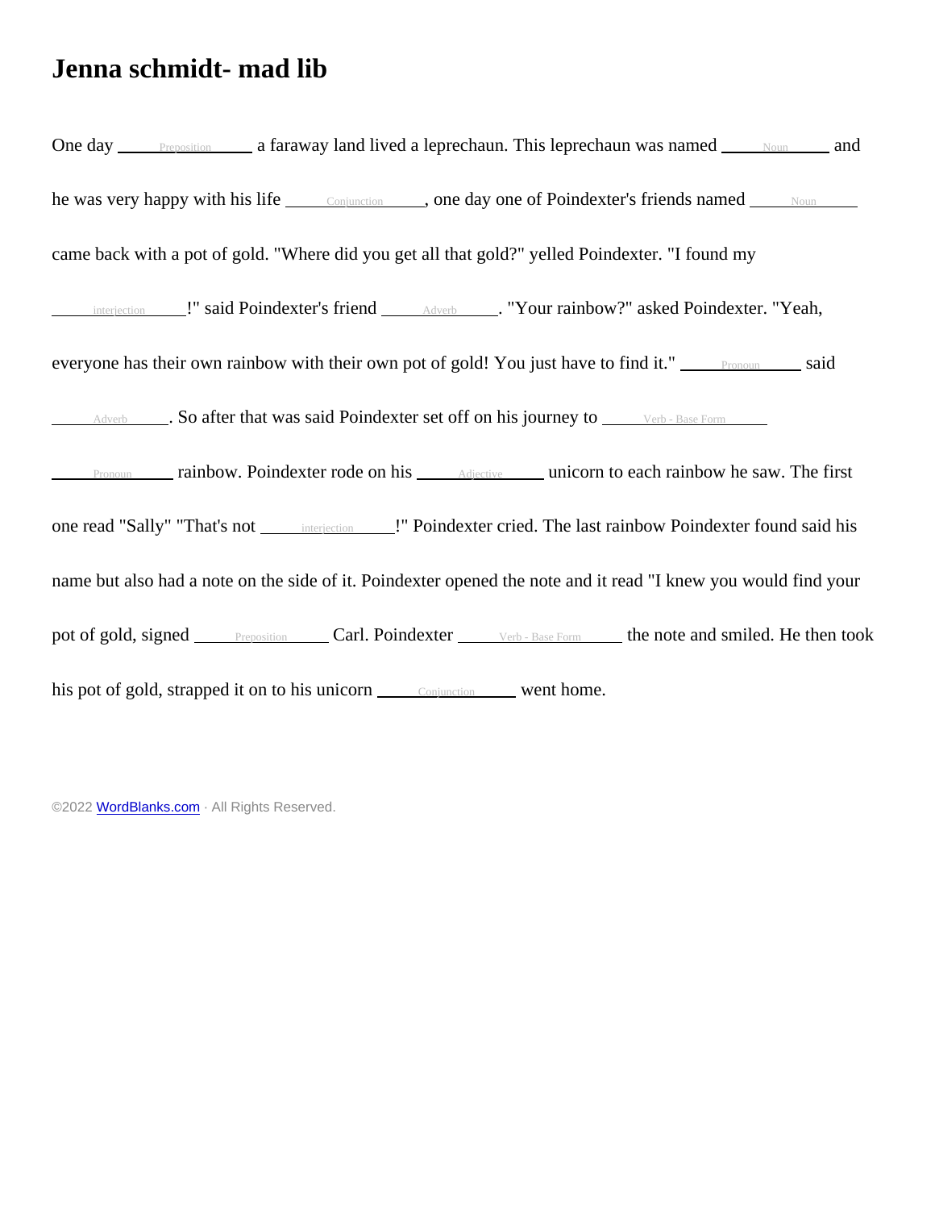# Jenna schmidt- mad lib

One day \_\_\_\_\_Preposition\_\_\_\_\_ a faraway land lived a leprechaun. This leprechaun was named \_\_\_\_\_Noun\_\_\_\_\_ and he was very happy with his life \_\_\_\_\_Conjunction\_\_\_\_\_, one day one of Poindexter's friends named \_\_\_\_\_Noun\_\_\_\_\_ came back with a pot of gold. "Where did you get all that gold?" yelled Poindexter. "I found my \_\_\_\_\_interjection\_\_\_\_\_!" said Poindexter's friend \_\_\_\_\_Adverb\_\_\_\_\_. "Your rainbow?" asked Poindexter. "Yeah, everyone has their own rainbow with their own pot of gold! You just have to find it." \_\_\_\_\_Pronoun\_\_\_\_\_ said \_\_\_\_\_Adverb\_\_\_\_\_. So after that was said Poindexter set off on his journey to \_\_\_\_\_Verb - Base Form\_\_\_\_\_ \_\_\_\_\_Pronoun\_\_\_\_\_ rainbow. Poindexter rode on his \_\_\_\_\_Adjective\_\_\_\_\_ unicorn to each rainbow he saw. The first one read "Sally" "That's not \_\_\_\_\_interjection\_\_\_\_\_!" Poindexter cried. The last rainbow Poindexter found said his name but also had a note on the side of it. Poindexter opened the note and it read "I knew you would find your pot of gold, signed \_\_\_\_\_Preposition\_\_\_\_\_ Carl. Poindexter \_\_\_\_\_Verb - Base Form\_\_\_\_\_ the note and smiled. He then took his pot of gold, strapped it on to his unicorn \_\_\_\_\_Conjunction\_\_\_\_\_ went home.

©2022 WordBlanks.com · All Rights Reserved.